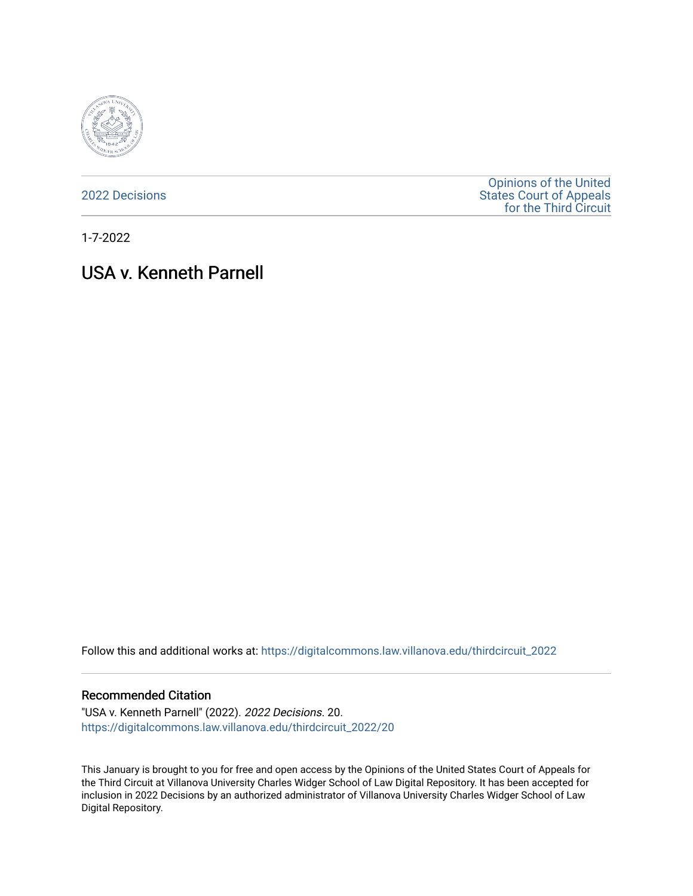2022 Decisions

Opinions of the United States Court of Appeals for the Third Circuit

1-7-2022

# USA v. Kenneth Parnell

Follow this and additional works at: https://digitalcommons.law.villanova.edu/thirdcircuit_2022

## Recommended Citation

"USA v. Kenneth Parnell" (2022). *2022 Decisions*. 20.
https://digitalcommons.law.villanova.edu/thirdcircuit_2022/20

This January is brought to you for free and open access by the Opinions of the United States Court of Appeals for the Third Circuit at Villanova University Charles Widger School of Law Digital Repository. It has been accepted for inclusion in 2022 Decisions by an authorized administrator of Villanova University Charles Widger School of Law Digital Repository.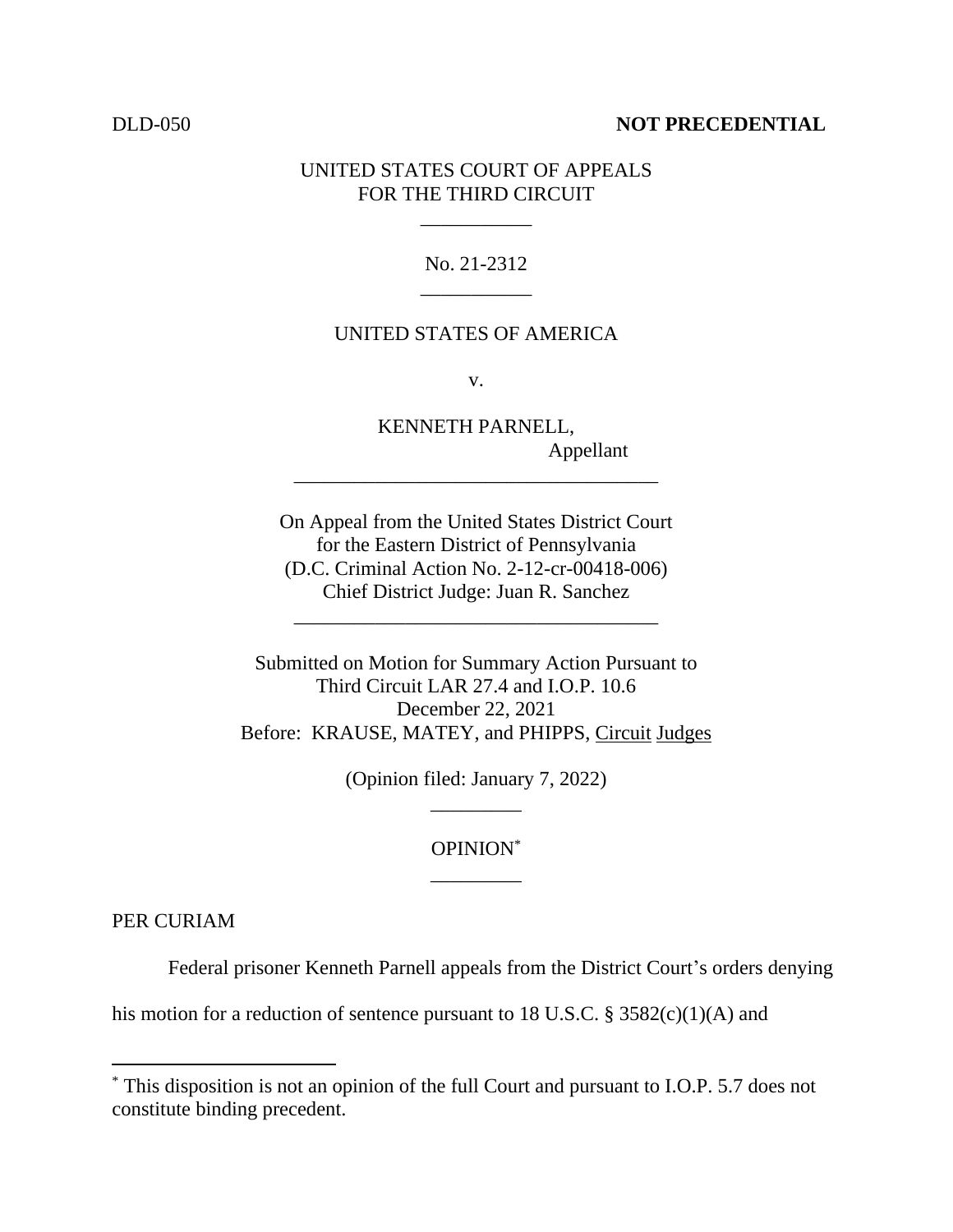DLD-050 **NOT PRECEDENTIAL**

UNITED STATES COURT OF APPEALS
FOR THE THIRD CIRCUIT

No. 21-2312

UNITED STATES OF AMERICA

v.

KENNETH PARNELL,
Appellant

On Appeal from the United States District Court
for the Eastern District of Pennsylvania
(D.C. Criminal Action No. 2-12-cr-00418-006)
Chief District Judge: Juan R. Sanchez

Submitted on Motion for Summary Action Pursuant to
Third Circuit LAR 27.4 and I.O.P. 10.6
December 22, 2021
Before: KRAUSE, MATEY, and PHIPPS, Circuit Judges

(Opinion filed: January 7, 2022)

OPINION*

PER CURIAM

Federal prisoner Kenneth Parnell appeals from the District Court's orders denying his motion for a reduction of sentence pursuant to 18 U.S.C. § 3582(c)(1)(A) and

* This disposition is not an opinion of the full Court and pursuant to I.O.P. 5.7 does not constitute binding precedent.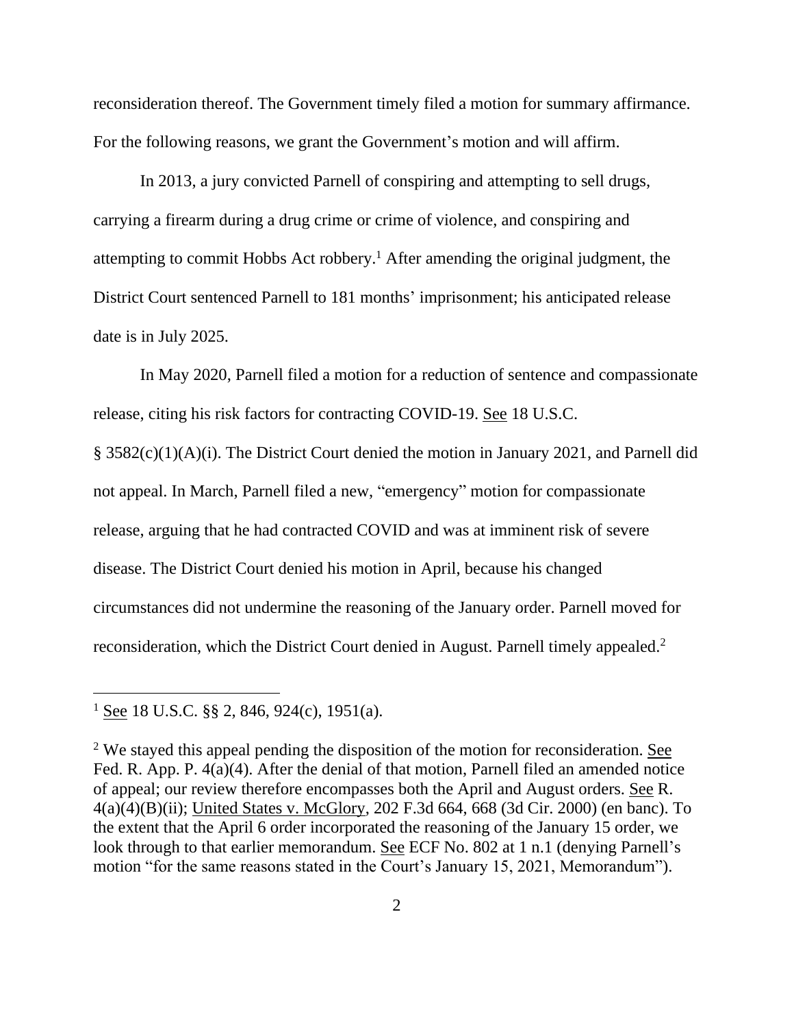reconsideration thereof. The Government timely filed a motion for summary affirmance. For the following reasons, we grant the Government's motion and will affirm.

In 2013, a jury convicted Parnell of conspiring and attempting to sell drugs, carrying a firearm during a drug crime or crime of violence, and conspiring and attempting to commit Hobbs Act robbery.[1] After amending the original judgment, the District Court sentenced Parnell to 181 months' imprisonment; his anticipated release date is in July 2025.

In May 2020, Parnell filed a motion for a reduction of sentence and compassionate release, citing his risk factors for contracting COVID-19. See 18 U.S.C. § 3582(c)(1)(A)(i). The District Court denied the motion in January 2021, and Parnell did not appeal. In March, Parnell filed a new, "emergency" motion for compassionate release, arguing that he had contracted COVID and was at imminent risk of severe disease. The District Court denied his motion in April, because his changed circumstances did not undermine the reasoning of the January order. Parnell moved for reconsideration, which the District Court denied in August. Parnell timely appealed.[2]

---

[1] See 18 U.S.C. §§ 2, 846, 924(c), 1951(a).

[2] We stayed this appeal pending the disposition of the motion for reconsideration. See Fed. R. App. P. 4(a)(4). After the denial of that motion, Parnell filed an amended notice of appeal; our review therefore encompasses both the April and August orders. See R. 4(a)(4)(B)(ii); United States v. McGlory, 202 F.3d 664, 668 (3d Cir. 2000) (en banc). To the extent that the April 6 order incorporated the reasoning of the January 15 order, we look through to that earlier memorandum. See ECF No. 802 at 1 n.1 (denying Parnell's motion "for the same reasons stated in the Court's January 15, 2021, Memorandum").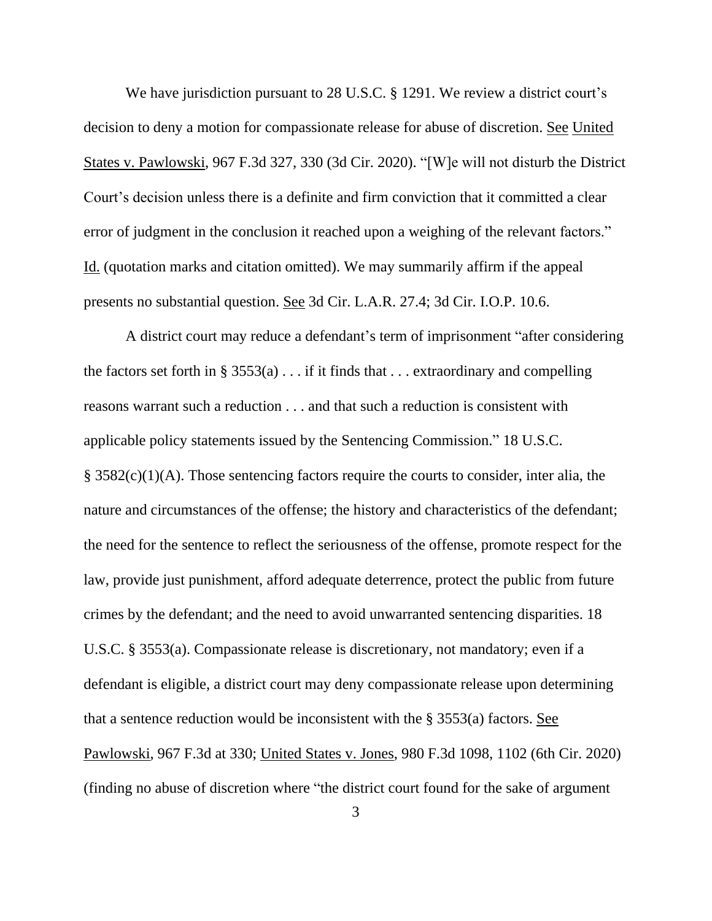We have jurisdiction pursuant to 28 U.S.C. § 1291. We review a district court's decision to deny a motion for compassionate release for abuse of discretion. See United States v. Pawlowski, 967 F.3d 327, 330 (3d Cir. 2020). "[W]e will not disturb the District Court's decision unless there is a definite and firm conviction that it committed a clear error of judgment in the conclusion it reached upon a weighing of the relevant factors." Id. (quotation marks and citation omitted). We may summarily affirm if the appeal presents no substantial question. See 3d Cir. L.A.R. 27.4; 3d Cir. I.O.P. 10.6.

A district court may reduce a defendant's term of imprisonment "after considering the factors set forth in § 3553(a) . . . if it finds that . . . extraordinary and compelling reasons warrant such a reduction . . . and that such a reduction is consistent with applicable policy statements issued by the Sentencing Commission." 18 U.S.C. § 3582(c)(1)(A). Those sentencing factors require the courts to consider, inter alia, the nature and circumstances of the offense; the history and characteristics of the defendant; the need for the sentence to reflect the seriousness of the offense, promote respect for the law, provide just punishment, afford adequate deterrence, protect the public from future crimes by the defendant; and the need to avoid unwarranted sentencing disparities. 18 U.S.C. § 3553(a). Compassionate release is discretionary, not mandatory; even if a defendant is eligible, a district court may deny compassionate release upon determining that a sentence reduction would be inconsistent with the § 3553(a) factors. See Pawlowski, 967 F.3d at 330; United States v. Jones, 980 F.3d 1098, 1102 (6th Cir. 2020) (finding no abuse of discretion where "the district court found for the sake of argument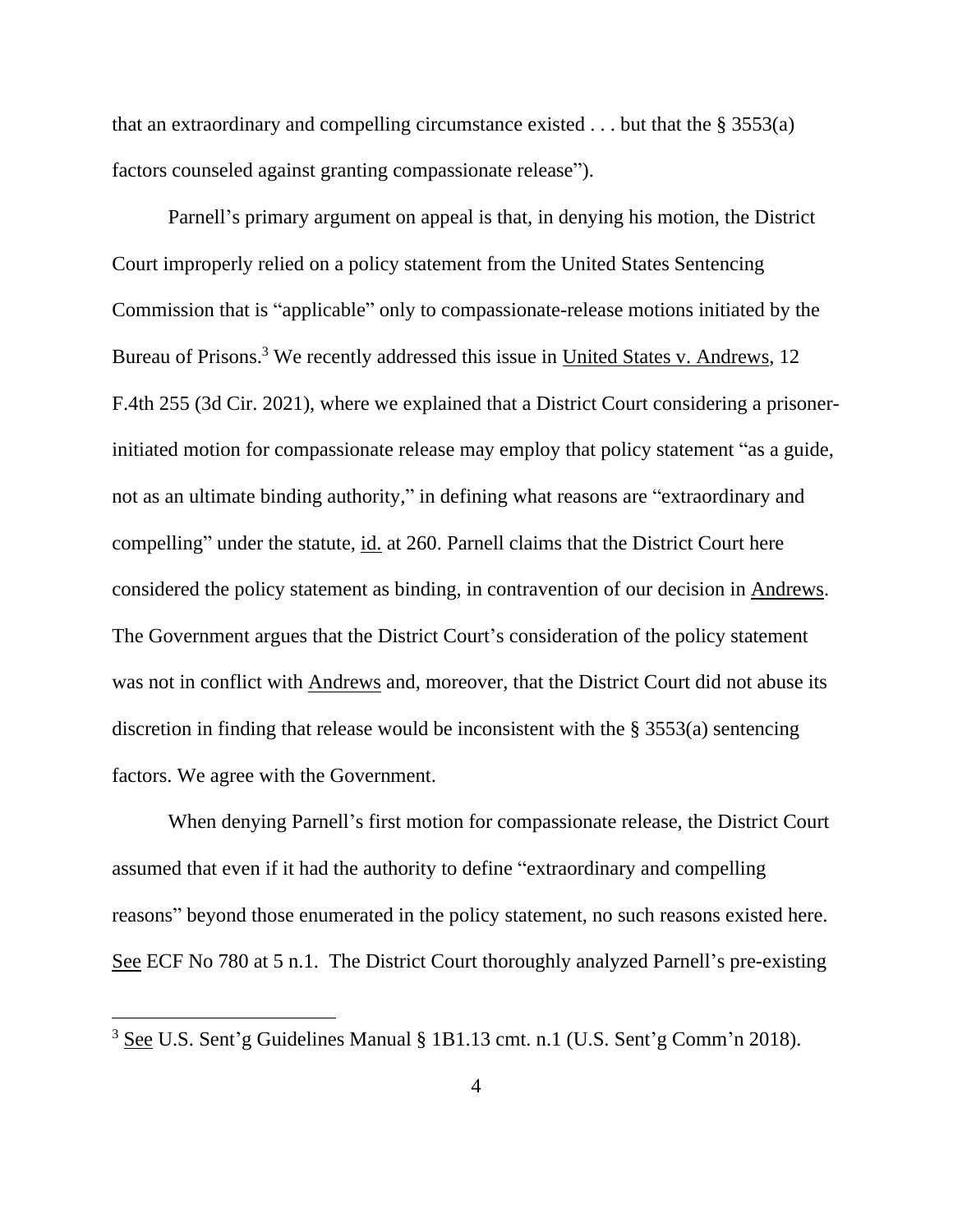that an extraordinary and compelling circumstance existed . . . but that the § 3553(a) factors counseled against granting compassionate release").

Parnell's primary argument on appeal is that, in denying his motion, the District Court improperly relied on a policy statement from the United States Sentencing Commission that is "applicable" only to compassionate-release motions initiated by the Bureau of Prisons.[3] We recently addressed this issue in United States v. Andrews, 12 F.4th 255 (3d Cir. 2021), where we explained that a District Court considering a prisoner-initiated motion for compassionate release may employ that policy statement "as a guide, not as an ultimate binding authority," in defining what reasons are "extraordinary and compelling" under the statute, id. at 260. Parnell claims that the District Court here considered the policy statement as binding, in contravention of our decision in Andrews. The Government argues that the District Court's consideration of the policy statement was not in conflict with Andrews and, moreover, that the District Court did not abuse its discretion in finding that release would be inconsistent with the § 3553(a) sentencing factors. We agree with the Government.

When denying Parnell's first motion for compassionate release, the District Court assumed that even if it had the authority to define "extraordinary and compelling reasons" beyond those enumerated in the policy statement, no such reasons existed here. See ECF No 780 at 5 n.1. The District Court thoroughly analyzed Parnell's pre-existing

[3] See U.S. Sent'g Guidelines Manual § 1B1.13 cmt. n.1 (U.S. Sent'g Comm'n 2018).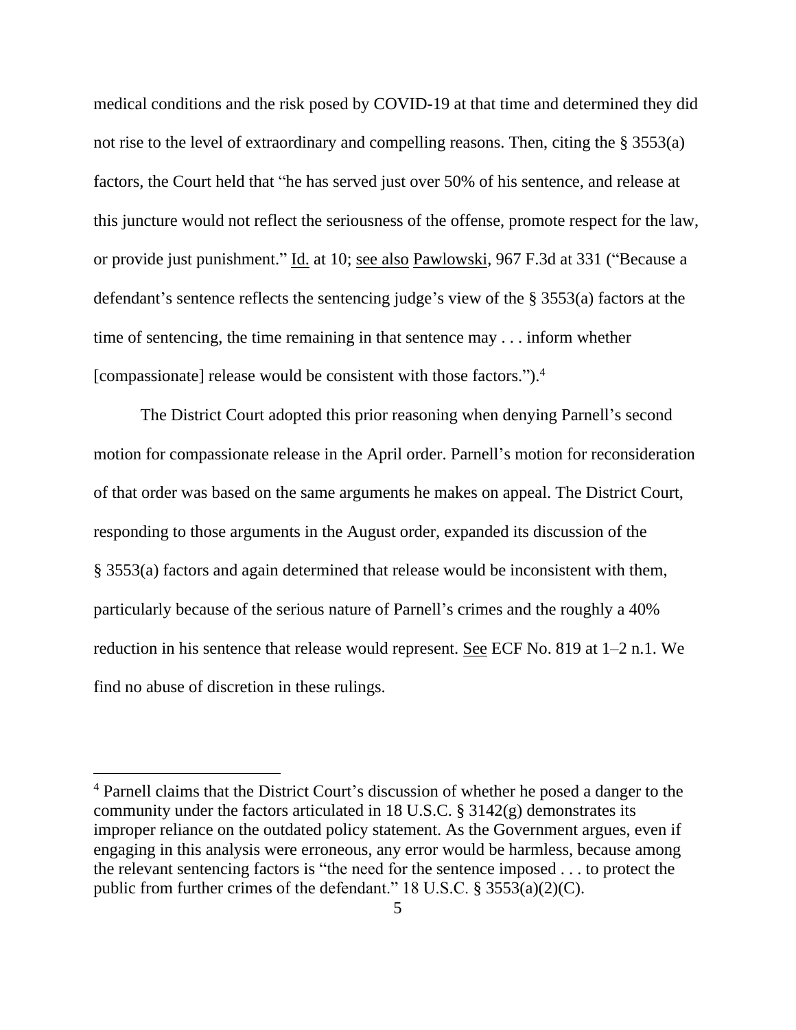medical conditions and the risk posed by COVID-19 at that time and determined they did not rise to the level of extraordinary and compelling reasons. Then, citing the § 3553(a) factors, the Court held that "he has served just over 50% of his sentence, and release at this juncture would not reflect the seriousness of the offense, promote respect for the law, or provide just punishment." Id. at 10; see also Pawlowski, 967 F.3d at 331 ("Because a defendant's sentence reflects the sentencing judge's view of the § 3553(a) factors at the time of sentencing, the time remaining in that sentence may . . . inform whether [compassionate] release would be consistent with those factors.").[4]

The District Court adopted this prior reasoning when denying Parnell's second motion for compassionate release in the April order. Parnell's motion for reconsideration of that order was based on the same arguments he makes on appeal. The District Court, responding to those arguments in the August order, expanded its discussion of the § 3553(a) factors and again determined that release would be inconsistent with them, particularly because of the serious nature of Parnell's crimes and the roughly a 40% reduction in his sentence that release would represent. See ECF No. 819 at 1–2 n.1. We find no abuse of discretion in these rulings.

---

[4] Parnell claims that the District Court's discussion of whether he posed a danger to the community under the factors articulated in 18 U.S.C. § 3142(g) demonstrates its improper reliance on the outdated policy statement. As the Government argues, even if engaging in this analysis were erroneous, any error would be harmless, because among the relevant sentencing factors is "the need for the sentence imposed . . . to protect the public from further crimes of the defendant." 18 U.S.C. § 3553(a)(2)(C).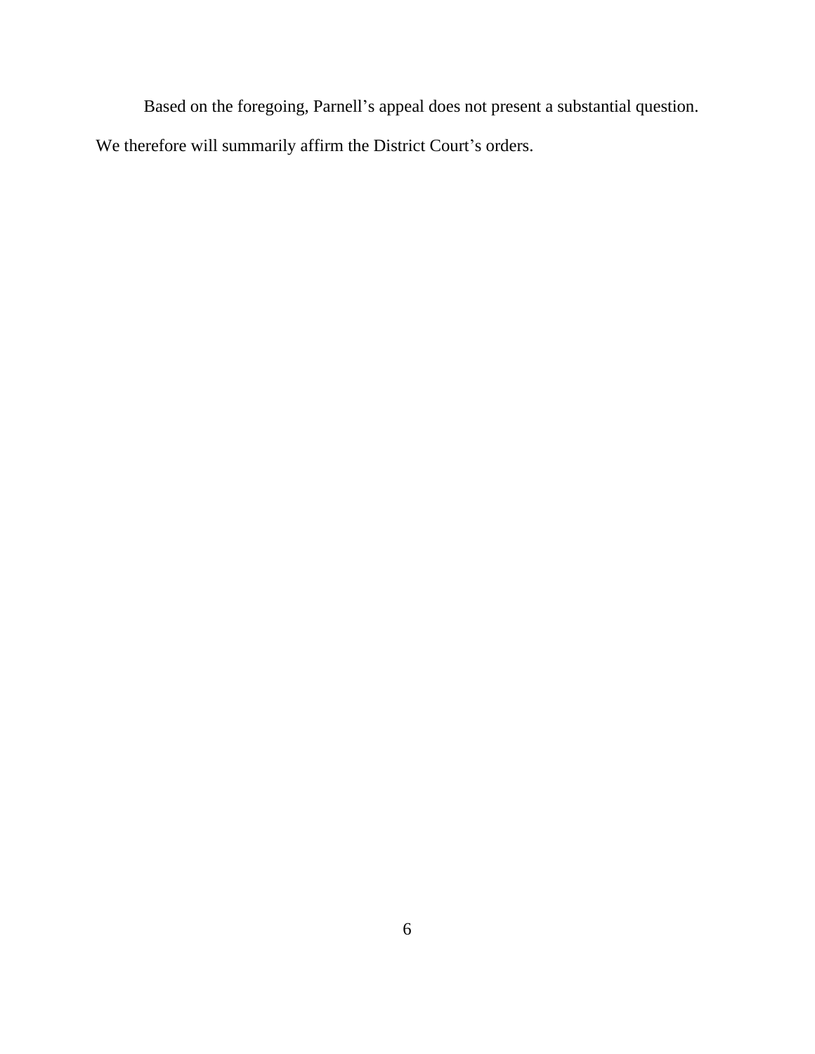Based on the foregoing, Parnell's appeal does not present a substantial question. We therefore will summarily affirm the District Court's orders.